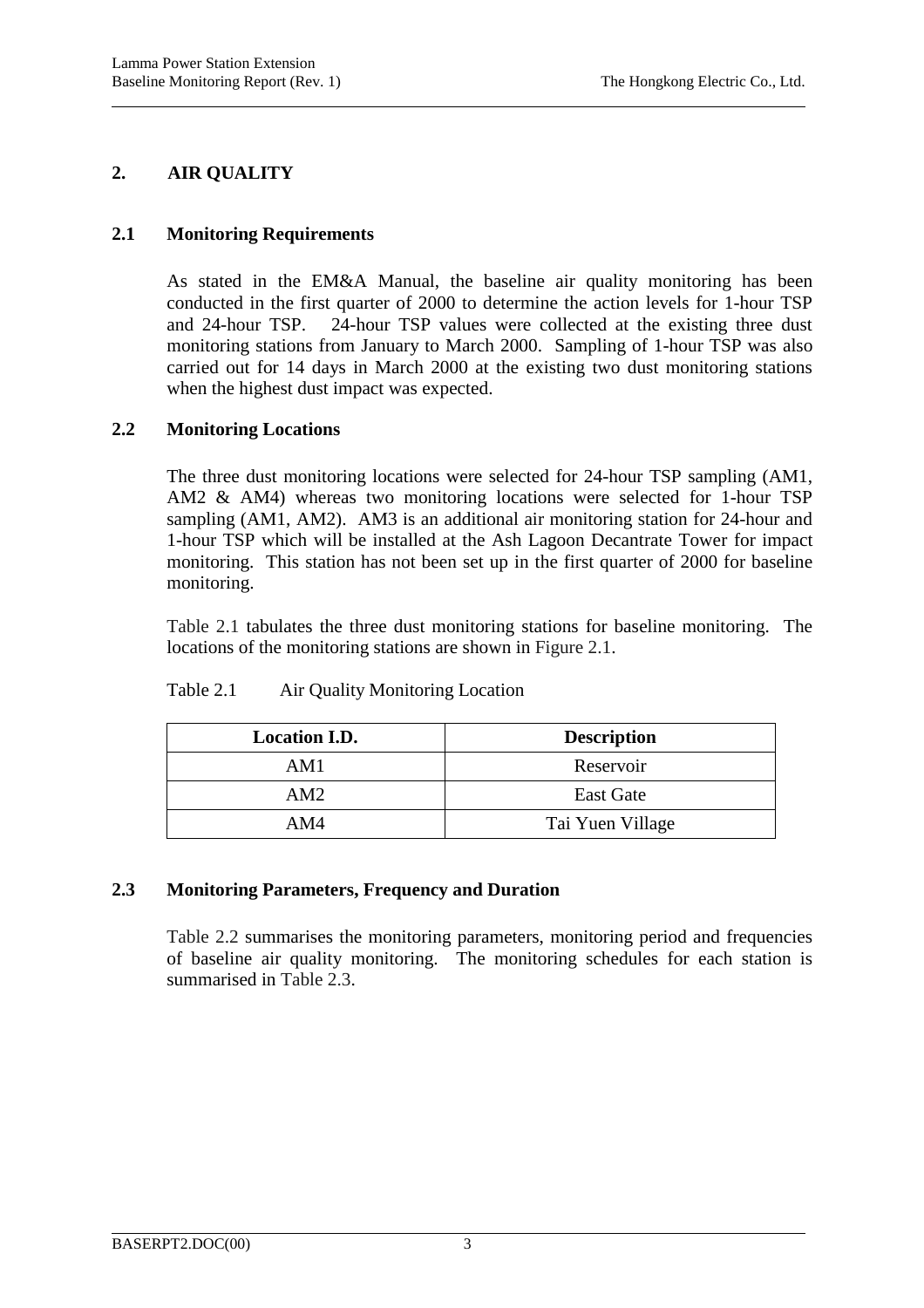## 2. AIR QUALITY

### 2.1 Monitoring Requirements

As stated in the EM&A Manual, the baseline air quality monitoring has been conducted in the first quarter of 2000 to determine the action levels for 1-hour TSP and 24-hour TSP. 24-hour TSP values were collected at the existing three dust monitoring stations from January to March 2000. Sampling of 1-hour TSP was also carried out for 14 days in March 2000 at the existing two dust monitoring stations when the highest dust impact was expected.

### 2.2 Monitoring Locations

The three dust monitoring locations were selected for 24-hour TSP sampling (AM1, AM2 & AM4) whereas two monitoring locations were selected for 1-hour TSP sampling (AM1, AM2). AM3 is an additional air monitoring station for 24-hour and 1-hour TSP which will be installed at the Ash Lagoon Decantrate Tower for impact monitoring. This station has not been set up in the first quarter of 2000 for baseline monitoring.

Table 2.1 tabulates the three dust monitoring stations for baseline monitoring. The locations of the monitoring stations are shown in Figure 2.1.

Table 2.1 Air Quality Monitoring Location

| Location I.D. | Description |
|---|---|
| AM1 | Reservoir |
| AM2 | East Gate |
| AM4 | Tai Yuen Village |

### 2.3 Monitoring Parameters, Frequency and Duration

Table 2.2 summarises the monitoring parameters, monitoring period and frequencies of baseline air quality monitoring. The monitoring schedules for each station is summarised in Table 2.3.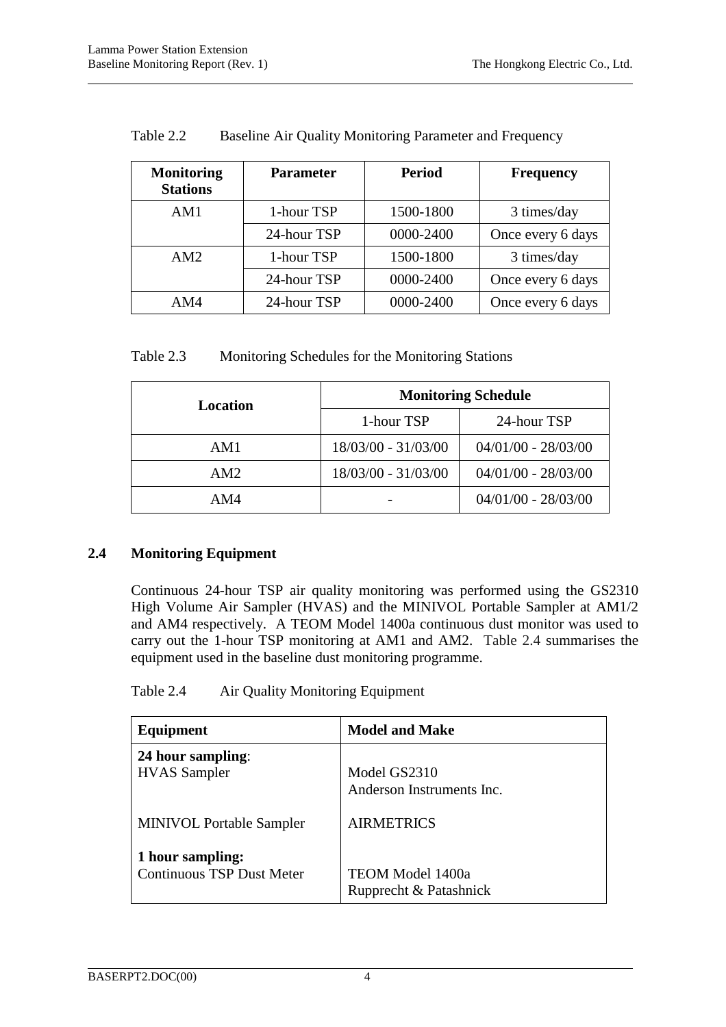Table 2.2 Baseline Air Quality Monitoring Parameter and Frequency

| Monitoring Stations | Parameter | Period | Frequency |
|---|---|---|---|
| AM1 | 1-hour TSP | 1500-1800 | 3 times/day |
| | 24-hour TSP | 0000-2400 | Once every 6 days |
| AM2 | 1-hour TSP | 1500-1800 | 3 times/day |
| | 24-hour TSP | 0000-2400 | Once every 6 days |
| AM4 | 24-hour TSP | 0000-2400 | Once every 6 days |

Table 2.3 Monitoring Schedules for the Monitoring Stations

| Location | Monitoring Schedule | |
|---|---|---|
| | 1-hour TSP | 24-hour TSP |
| AM1 | 18/03/00 - 31/03/00 | 04/01/00 - 28/03/00 |
| AM2 | 18/03/00 - 31/03/00 | 04/01/00 - 28/03/00 |
| AM4 | - | 04/01/00 - 28/03/00 |

## 2.4 Monitoring Equipment

Continuous 24-hour TSP air quality monitoring was performed using the GS2310 High Volume Air Sampler (HVAS) and the MINIVOL Portable Sampler at AM1/2 and AM4 respectively. A TEOM Model 1400a continuous dust monitor was used to carry out the 1-hour TSP monitoring at AM1 and AM2. Table 2.4 summarises the equipment used in the baseline dust monitoring programme.

Table 2.4 Air Quality Monitoring Equipment

| Equipment | Model and Make |
|---|---|
| **24 hour sampling**: | |
| HVAS Sampler | Model GS2310<br>Anderson Instruments Inc. |
| MINIVOL Portable Sampler | AIRMETRICS |
| **1 hour sampling:** | |
| Continuous TSP Dust Meter | TEOM Model 1400a<br>Rupprecht & Patashnick |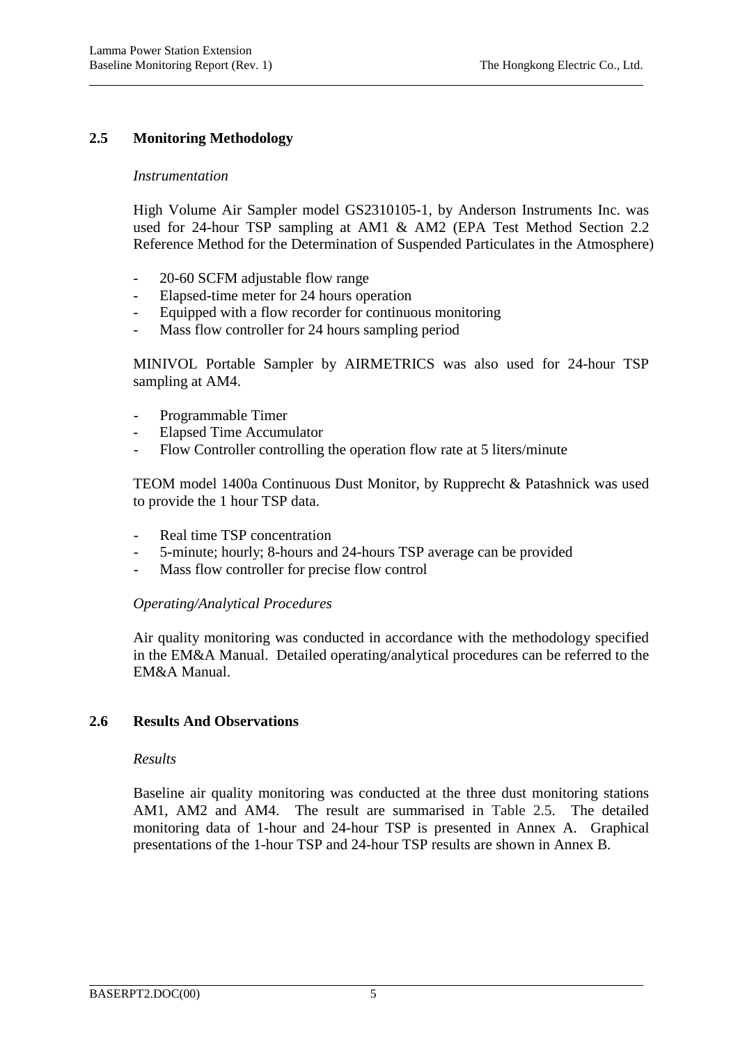## 2.5 Monitoring Methodology

*Instrumentation*

High Volume Air Sampler model GS2310105-1, by Anderson Instruments Inc. was used for 24-hour TSP sampling at AM1 & AM2 (EPA Test Method Section 2.2 Reference Method for the Determination of Suspended Particulates in the Atmosphere)

- 20-60 SCFM adjustable flow range
- Elapsed-time meter for 24 hours operation
- Equipped with a flow recorder for continuous monitoring
- Mass flow controller for 24 hours sampling period

MINIVOL Portable Sampler by AIRMETRICS was also used for 24-hour TSP sampling at AM4.

- Programmable Timer
- Elapsed Time Accumulator
- Flow Controller controlling the operation flow rate at 5 liters/minute

TEOM model 1400a Continuous Dust Monitor, by Rupprecht & Patashnick was used to provide the 1 hour TSP data.

- Real time TSP concentration
- 5-minute; hourly; 8-hours and 24-hours TSP average can be provided
- Mass flow controller for precise flow control

*Operating/Analytical Procedures*

Air quality monitoring was conducted in accordance with the methodology specified in the EM&A Manual. Detailed operating/analytical procedures can be referred to the EM&A Manual.

## 2.6 Results And Observations

*Results*

Baseline air quality monitoring was conducted at the three dust monitoring stations AM1, AM2 and AM4. The result are summarised in Table 2.5. The detailed monitoring data of 1-hour and 24-hour TSP is presented in Annex A. Graphical presentations of the 1-hour TSP and 24-hour TSP results are shown in Annex B.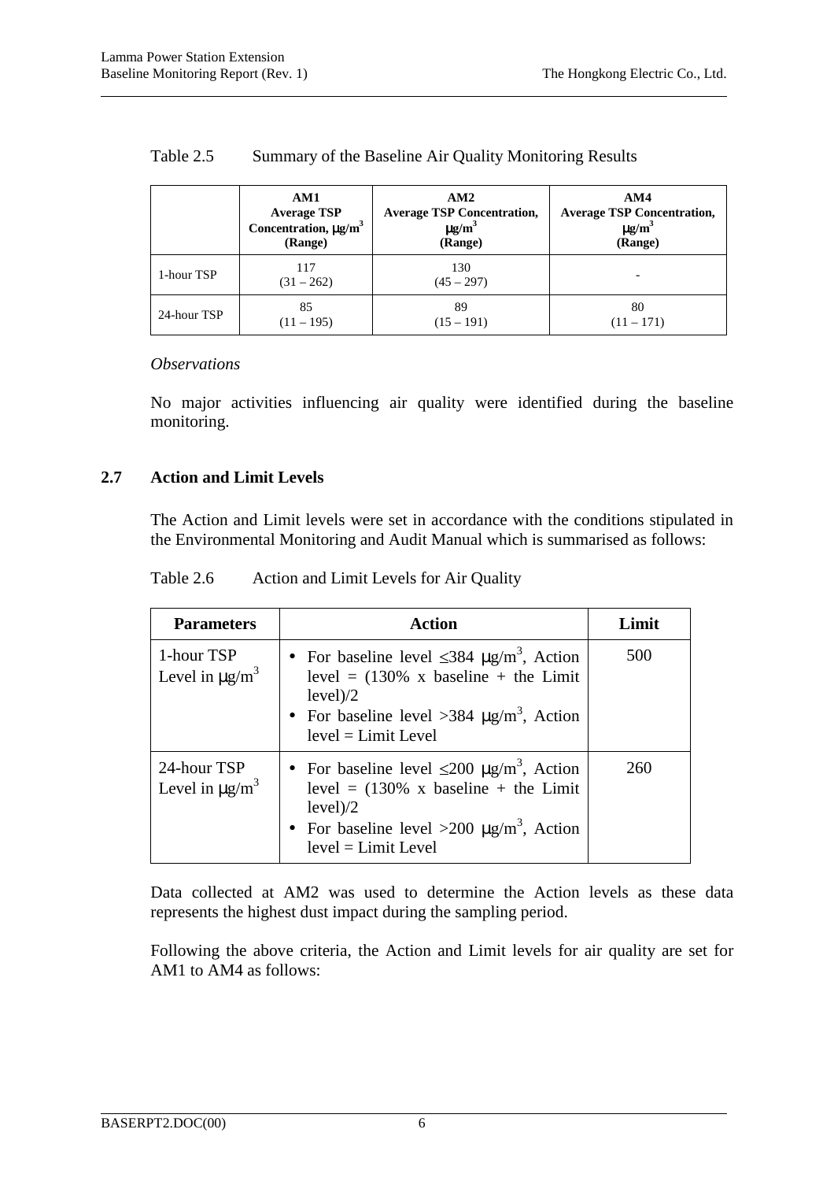Table 2.5 Summary of the Baseline Air Quality Monitoring Results

| | AM1 Average TSP Concentration, μg/m$^3$ (Range) | AM2 Average TSP Concentration, μg/m$^3$ (Range) | AM4 Average TSP Concentration, μg/m$^3$ (Range) |
|---|---|---|---|
| 1-hour TSP | 117 (31 – 262) | 130 (45 – 297) | - |
| 24-hour TSP | 85 (11 – 195) | 89 (15 – 191) | 80 (11 – 171) |

*Observations*

No major activities influencing air quality were identified during the baseline monitoring.

## 2.7 Action and Limit Levels

The Action and Limit levels were set in accordance with the conditions stipulated in the Environmental Monitoring and Audit Manual which is summarised as follows:

Table 2.6 Action and Limit Levels for Air Quality

| Parameters | Action | Limit |
|---|---|---|
| 1-hour TSP Level in μg/m$^3$ | • For baseline level ≤384 μg/m$^3$, Action level = (130% x baseline + the Limit level)/2<br>• For baseline level >384 μg/m$^3$, Action level = Limit Level | 500 |
| 24-hour TSP Level in μg/m$^3$ | • For baseline level ≤200 μg/m$^3$, Action level = (130% x baseline + the Limit level)/2<br>• For baseline level >200 μg/m$^3$, Action level = Limit Level | 260 |

Data collected at AM2 was used to determine the Action levels as these data represents the highest dust impact during the sampling period.

Following the above criteria, the Action and Limit levels for air quality are set for AM1 to AM4 as follows: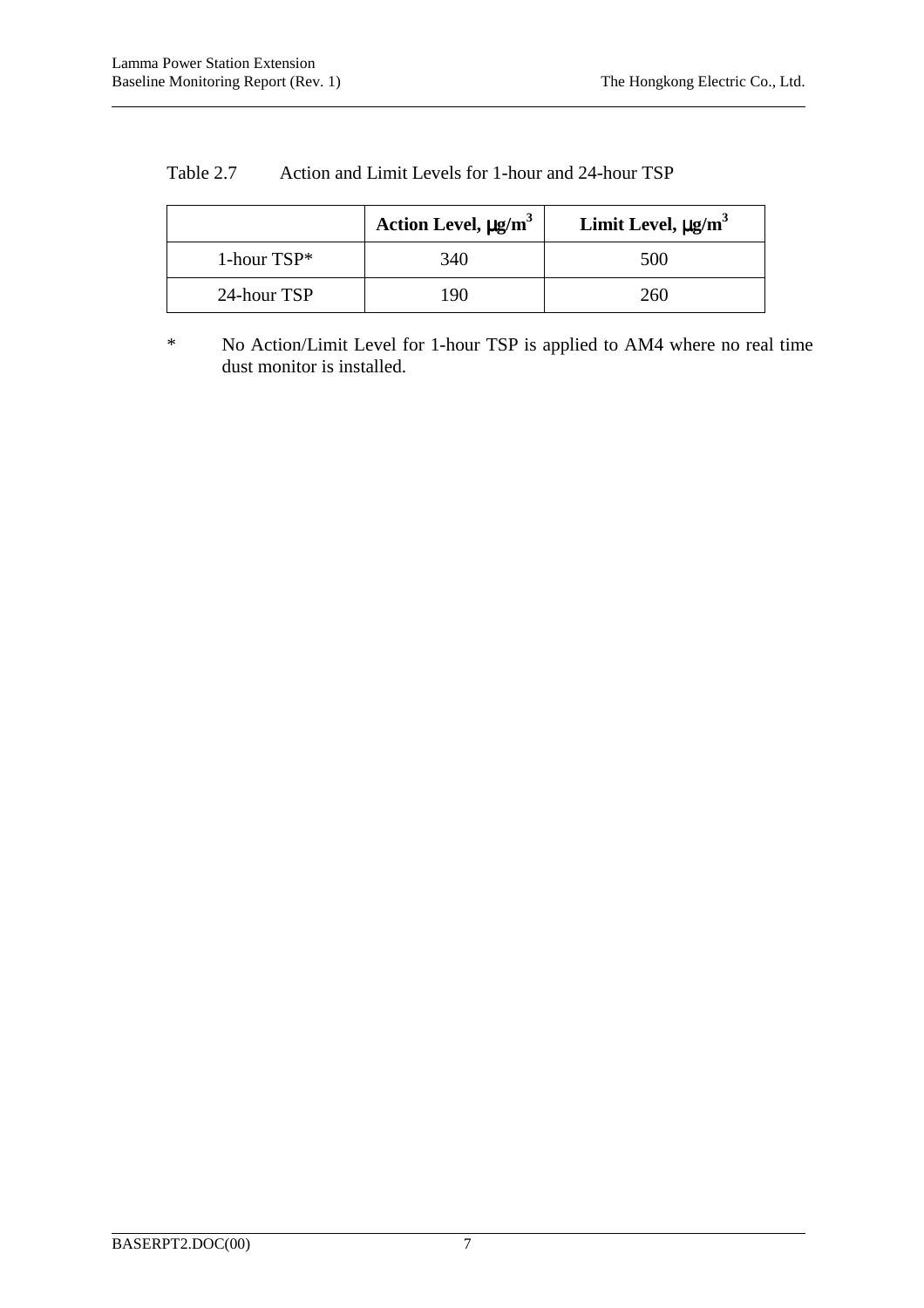Table 2.7 Action and Limit Levels for 1-hour and 24-hour TSP

| | **Action Level, μg/m$^3$** | **Limit Level, μg/m$^3$** |
|---|---|---|
| 1-hour TSP* | 340 | 500 |
| 24-hour TSP | 190 | 260 |

* No Action/Limit Level for 1-hour TSP is applied to AM4 where no real time dust monitor is installed.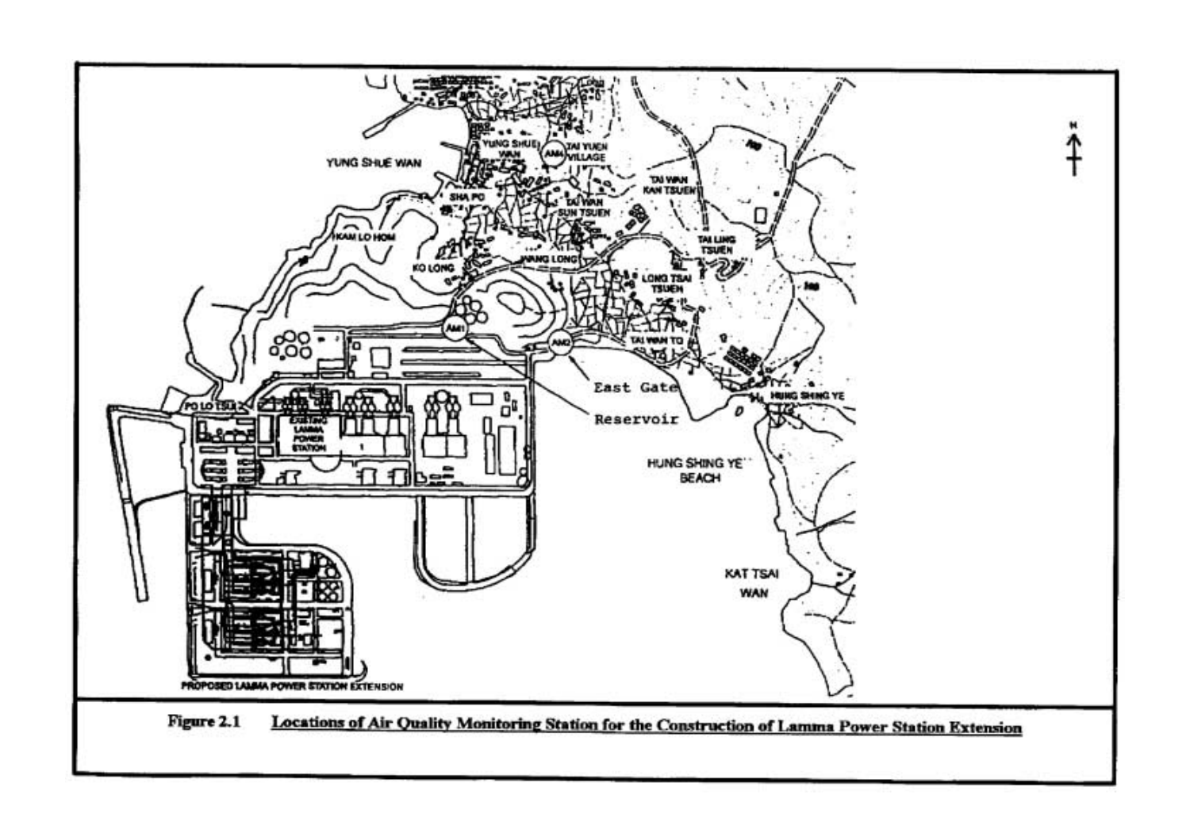YUNG SHUE WAN

YUNG SHUE WAN

AM4

TAI YUEN VILLAGE

TAI WAN KAN TSUEN

SHA PO

TAI WAN SUN TSUEN

KAM LO HOM

TAI LING TSUEN

KO LONG

WANG LONG

LONG TSAI TSUEN

AM1

AM2

TAI WAN TO

East Gate

HUNG SHING YE

Reservoir

PO LO TSUI

EXISTING LAMMA POWER STATION

HUNG SHING YE BEACH

KAT TSAI WAN

PROPOSED LAMMA POWER STATION EXTENSION

N

**Figure 2.1** Locations of Air Quality Monitoring Station for the Construction of Lamma Power Station Extension